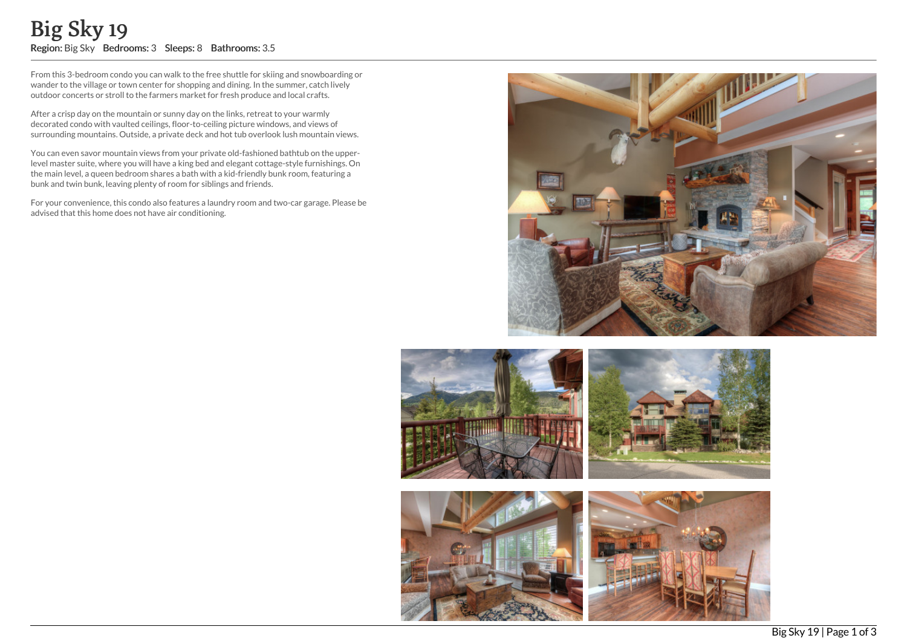# Big Sky 19

**Region:** Big Sky **Bedrooms:** 3 **Sleeps:** 8 **Bathrooms:** 3.5

From this 3-bedroom condo you can walk to the free shuttle for skiing and snowboarding or wander to the village or town center for shopping and dining. In the summer, catch lively outdoor concerts or stroll to the farmers market for fresh produce and local crafts.

After a crisp day on the mountain or sunny day on the links, retreat to your warmly decorated condo with vaulted ceilings, floor-to-ceiling picture windows, and views of surrounding mountains. Outside, a private deck and hot tub overlook lush mountain views.

You can even savor mountain views from your private old-fashioned bathtub on the upper-level master suite, where you will have a king bed and elegant cottage-style furnishings. On the main level, a queen bedroom shares a bath with a kid-friendly bunk room, featuring a bunk and twin bunk, leaving plenty of room for siblings and friends.

For your convenience, this condo also features a laundry room and two-car garage. Please be advised that this home does not have air conditioning.